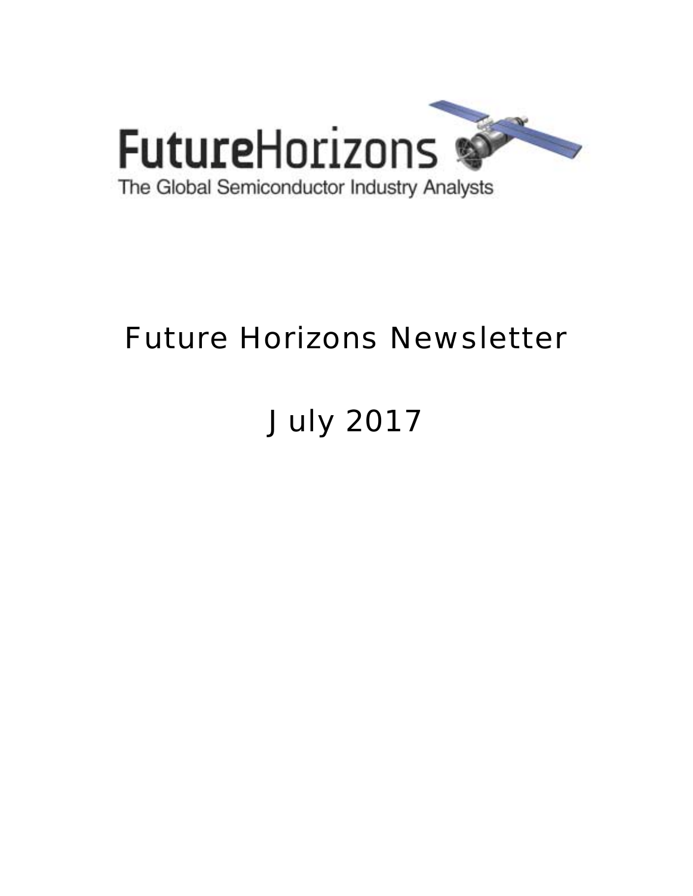FutureHorizons

The Global Semiconductor Industry Analysts

# Future Horizons Newsletter

# July 2017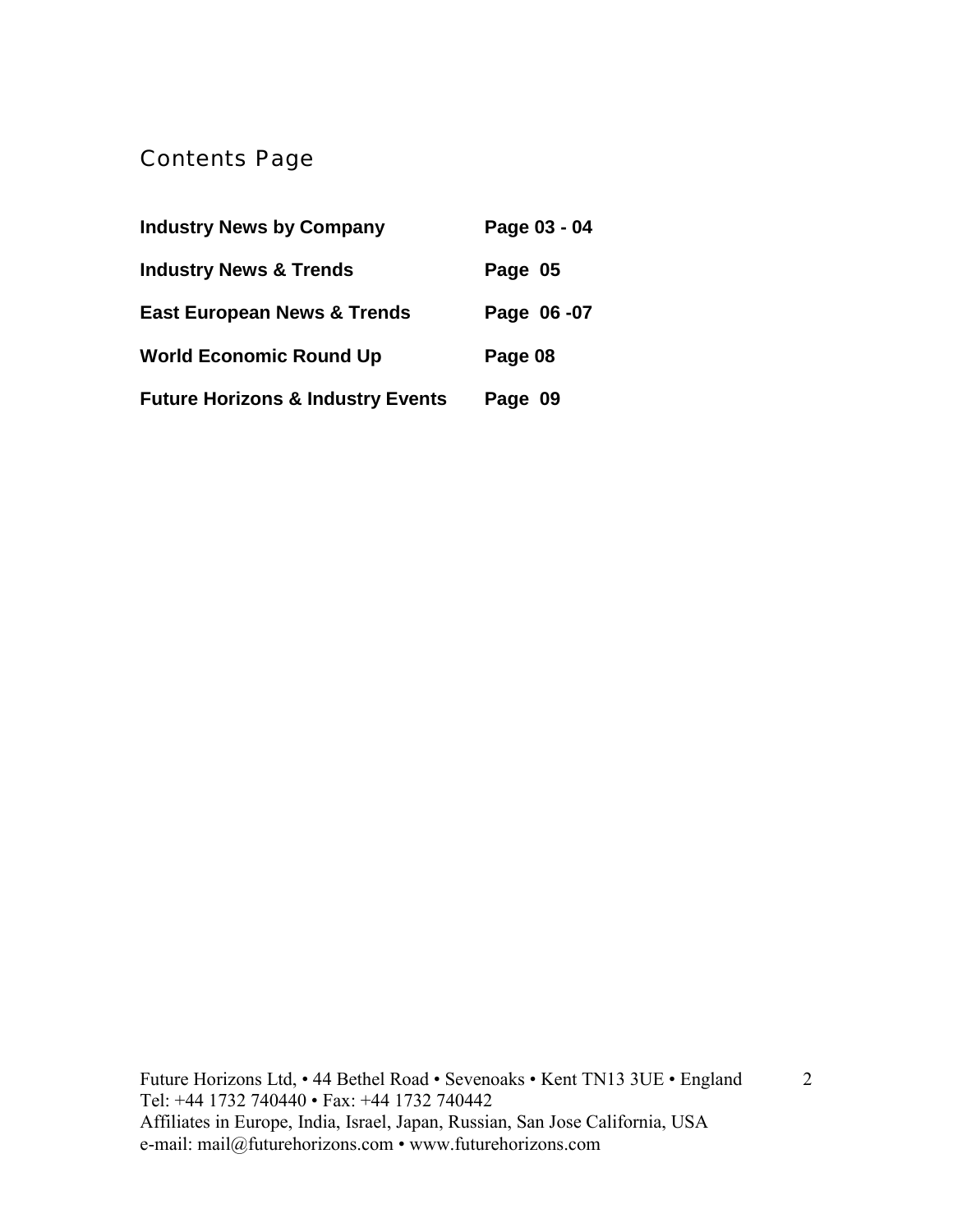## Contents Page

| | |
|---|---|
| **Industry News by Company** | **Page 03 - 04** |
| **Industry News & Trends** | **Page 05** |
| **East European News & Trends** | **Page 06 -07** |
| **World Economic Round Up** | **Page 08** |
| **Future Horizons & Industry Events** | **Page 09** |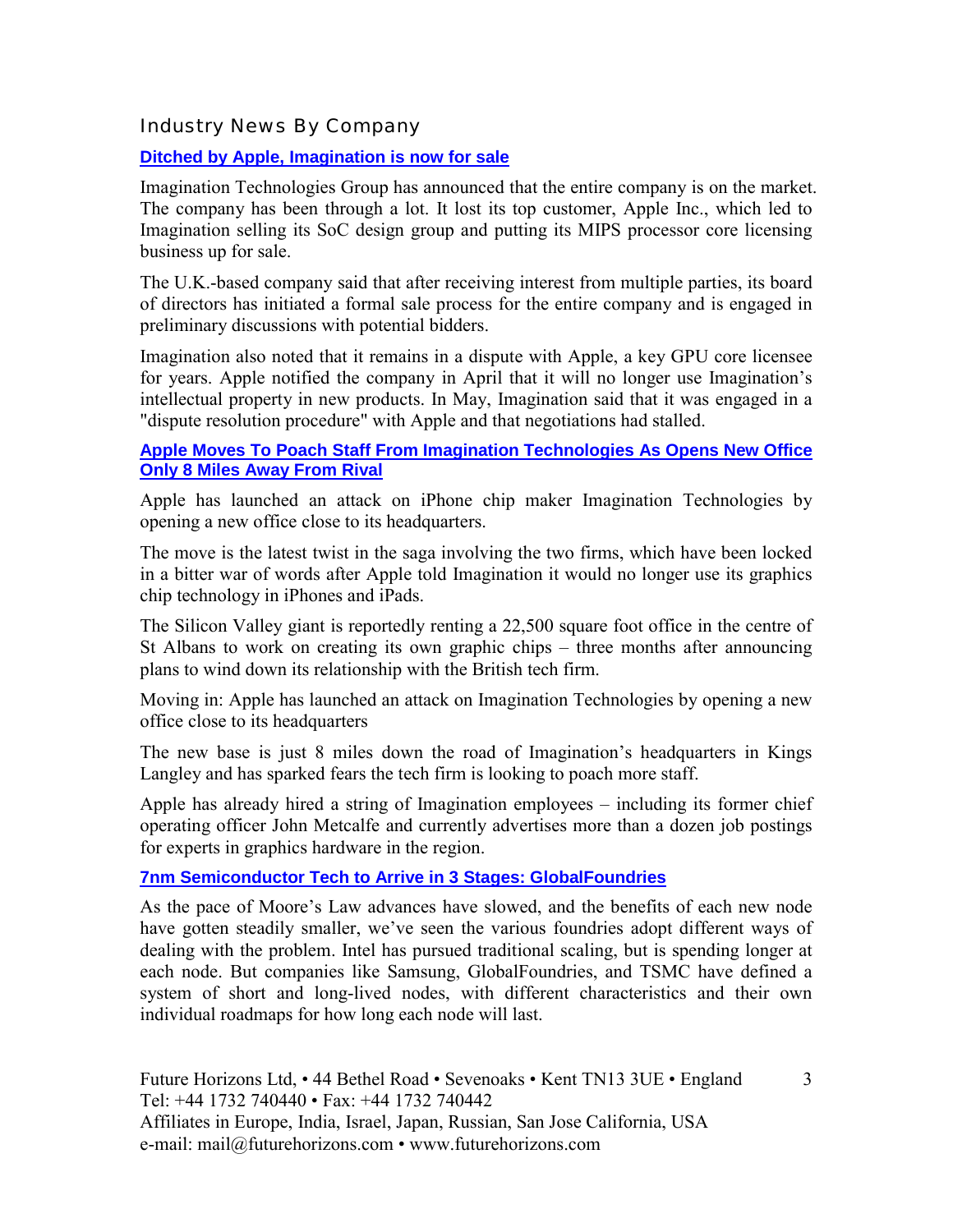## Industry News By Company

### [Ditched by Apple, Imagination is now for sale]

Imagination Technologies Group has announced that the entire company is on the market. The company has been through a lot. It lost its top customer, Apple Inc., which led to Imagination selling its SoC design group and putting its MIPS processor core licensing business up for sale.

The U.K.-based company said that after receiving interest from multiple parties, its board of directors has initiated a formal sale process for the entire company and is engaged in preliminary discussions with potential bidders.

Imagination also noted that it remains in a dispute with Apple, a key GPU core licensee for years. Apple notified the company in April that it will no longer use Imagination's intellectual property in new products. In May, Imagination said that it was engaged in a "dispute resolution procedure" with Apple and that negotiations had stalled.

### [Apple Moves To Poach Staff From Imagination Technologies As Opens New Office Only 8 Miles Away From Rival]

Apple has launched an attack on iPhone chip maker Imagination Technologies by opening a new office close to its headquarters.

The move is the latest twist in the saga involving the two firms, which have been locked in a bitter war of words after Apple told Imagination it would no longer use its graphics chip technology in iPhones and iPads.

The Silicon Valley giant is reportedly renting a 22,500 square foot office in the centre of St Albans to work on creating its own graphic chips – three months after announcing plans to wind down its relationship with the British tech firm.

Moving in: Apple has launched an attack on Imagination Technologies by opening a new office close to its headquarters

The new base is just 8 miles down the road of Imagination's headquarters in Kings Langley and has sparked fears the tech firm is looking to poach more staff.

Apple has already hired a string of Imagination employees – including its former chief operating officer John Metcalfe and currently advertises more than a dozen job postings for experts in graphics hardware in the region.

### [7nm Semiconductor Tech to Arrive in 3 Stages: GlobalFoundries]

As the pace of Moore's Law advances have slowed, and the benefits of each new node have gotten steadily smaller, we've seen the various foundries adopt different ways of dealing with the problem. Intel has pursued traditional scaling, but is spending longer at each node. But companies like Samsung, GlobalFoundries, and TSMC have defined a system of short and long-lived nodes, with different characteristics and their own individual roadmaps for how long each node will last.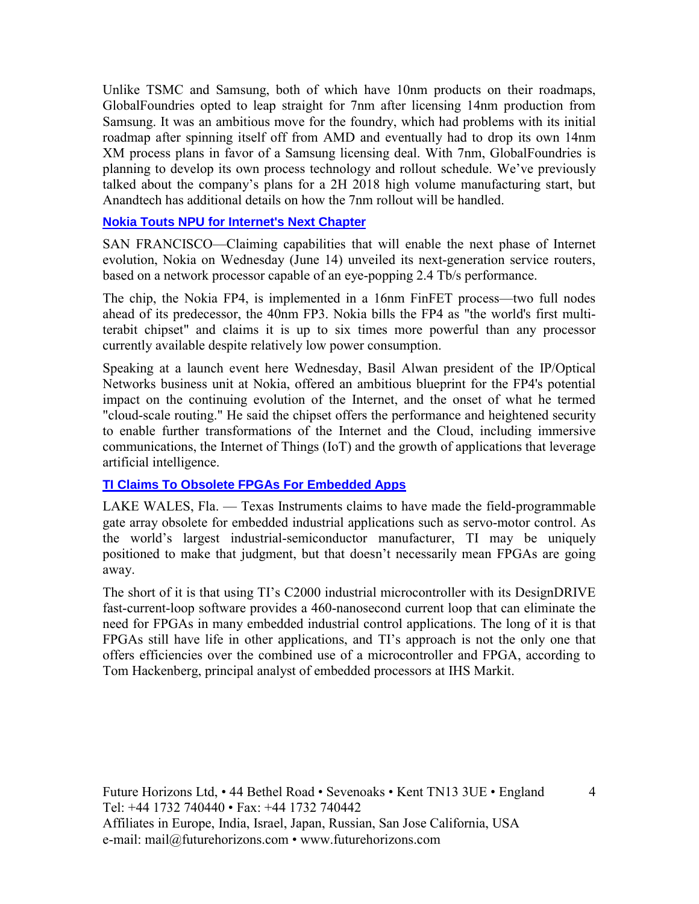Unlike TSMC and Samsung, both of which have 10nm products on their roadmaps, GlobalFoundries opted to leap straight for 7nm after licensing 14nm production from Samsung. It was an ambitious move for the foundry, which had problems with its initial roadmap after spinning itself off from AMD and eventually had to drop its own 14nm XM process plans in favor of a Samsung licensing deal. With 7nm, GlobalFoundries is planning to develop its own process technology and rollout schedule. We've previously talked about the company's plans for a 2H 2018 high volume manufacturing start, but Anandtech has additional details on how the 7nm rollout will be handled.

### Nokia Touts NPU for Internet's Next Chapter

SAN FRANCISCO—Claiming capabilities that will enable the next phase of Internet evolution, Nokia on Wednesday (June 14) unveiled its next-generation service routers, based on a network processor capable of an eye-popping 2.4 Tb/s performance.

The chip, the Nokia FP4, is implemented in a 16nm FinFET process—two full nodes ahead of its predecessor, the 40nm FP3. Nokia bills the FP4 as "the world's first multi-terabit chipset" and claims it is up to six times more powerful than any processor currently available despite relatively low power consumption.

Speaking at a launch event here Wednesday, Basil Alwan president of the IP/Optical Networks business unit at Nokia, offered an ambitious blueprint for the FP4's potential impact on the continuing evolution of the Internet, and the onset of what he termed "cloud-scale routing." He said the chipset offers the performance and heightened security to enable further transformations of the Internet and the Cloud, including immersive communications, the Internet of Things (IoT) and the growth of applications that leverage artificial intelligence.

### TI Claims To Obsolete FPGAs For Embedded Apps

LAKE WALES, Fla. — Texas Instruments claims to have made the field-programmable gate array obsolete for embedded industrial applications such as servo-motor control. As the world's largest industrial-semiconductor manufacturer, TI may be uniquely positioned to make that judgment, but that doesn't necessarily mean FPGAs are going away.

The short of it is that using TI's C2000 industrial microcontroller with its DesignDRIVE fast-current-loop software provides a 460-nanosecond current loop that can eliminate the need for FPGAs in many embedded industrial control applications. The long of it is that FPGAs still have life in other applications, and TI's approach is not the only one that offers efficiencies over the combined use of a microcontroller and FPGA, according to Tom Hackenberg, principal analyst of embedded processors at IHS Markit.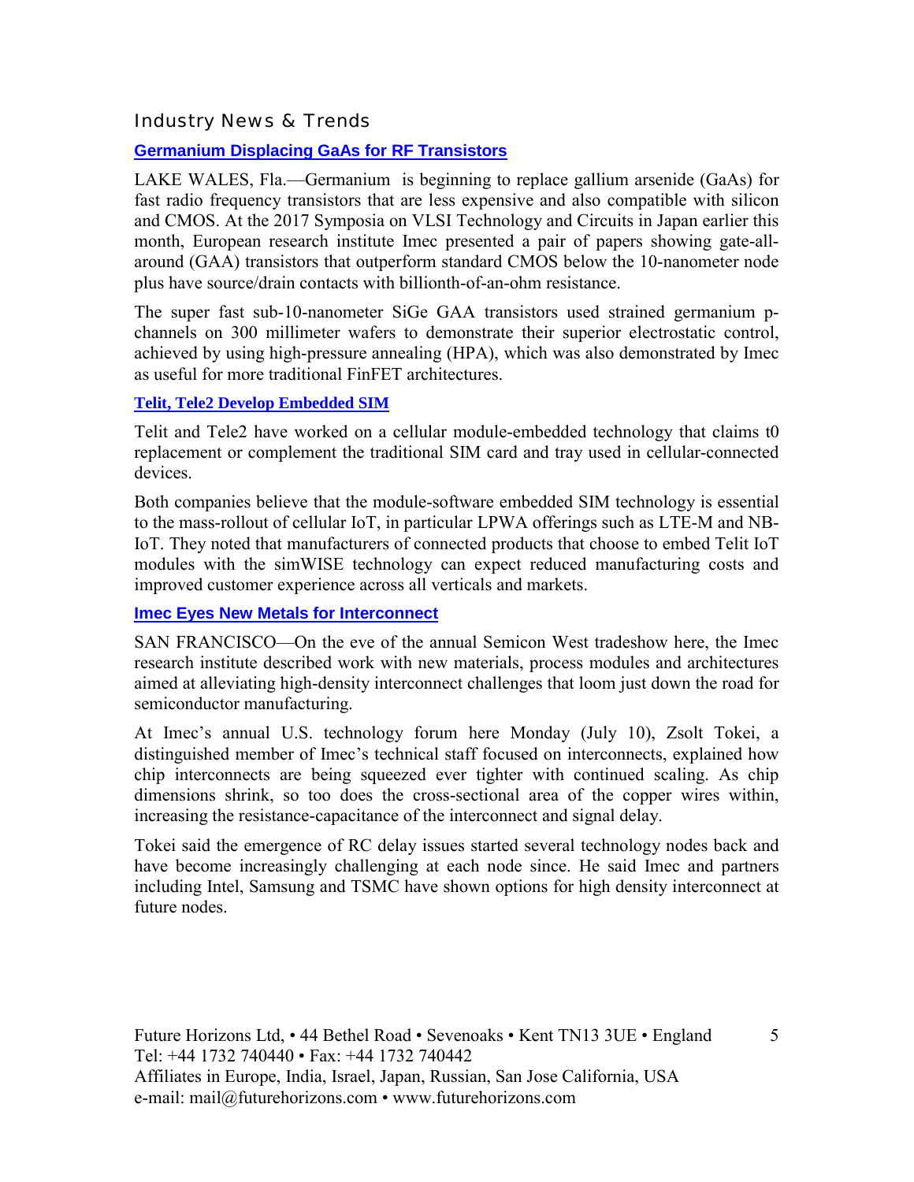## Industry News & Trends

### Germanium Displacing GaAs for RF Transistors

LAKE WALES, Fla.—Germanium is beginning to replace gallium arsenide (GaAs) for fast radio frequency transistors that are less expensive and also compatible with silicon and CMOS. At the 2017 Symposia on VLSI Technology and Circuits in Japan earlier this month, European research institute Imec presented a pair of papers showing gate-all-around (GAA) transistors that outperform standard CMOS below the 10-nanometer node plus have source/drain contacts with billionth-of-an-ohm resistance.

The super fast sub-10-nanometer SiGe GAA transistors used strained germanium p-channels on 300 millimeter wafers to demonstrate their superior electrostatic control, achieved by using high-pressure annealing (HPA), which was also demonstrated by Imec as useful for more traditional FinFET architectures.

### Telit, Tele2 Develop Embedded SIM

Telit and Tele2 have worked on a cellular module-embedded technology that claims t0 replacement or complement the traditional SIM card and tray used in cellular-connected devices.

Both companies believe that the module-software embedded SIM technology is essential to the mass-rollout of cellular IoT, in particular LPWA offerings such as LTE-M and NB-IoT. They noted that manufacturers of connected products that choose to embed Telit IoT modules with the simWISE technology can expect reduced manufacturing costs and improved customer experience across all verticals and markets.

### Imec Eyes New Metals for Interconnect

SAN FRANCISCO—On the eve of the annual Semicon West tradeshow here, the Imec research institute described work with new materials, process modules and architectures aimed at alleviating high-density interconnect challenges that loom just down the road for semiconductor manufacturing.

At Imec's annual U.S. technology forum here Monday (July 10), Zsolt Tokei, a distinguished member of Imec's technical staff focused on interconnects, explained how chip interconnects are being squeezed ever tighter with continued scaling. As chip dimensions shrink, so too does the cross-sectional area of the copper wires within, increasing the resistance-capacitance of the interconnect and signal delay.

Tokei said the emergence of RC delay issues started several technology nodes back and have become increasingly challenging at each node since. He said Imec and partners including Intel, Samsung and TSMC have shown options for high density interconnect at future nodes.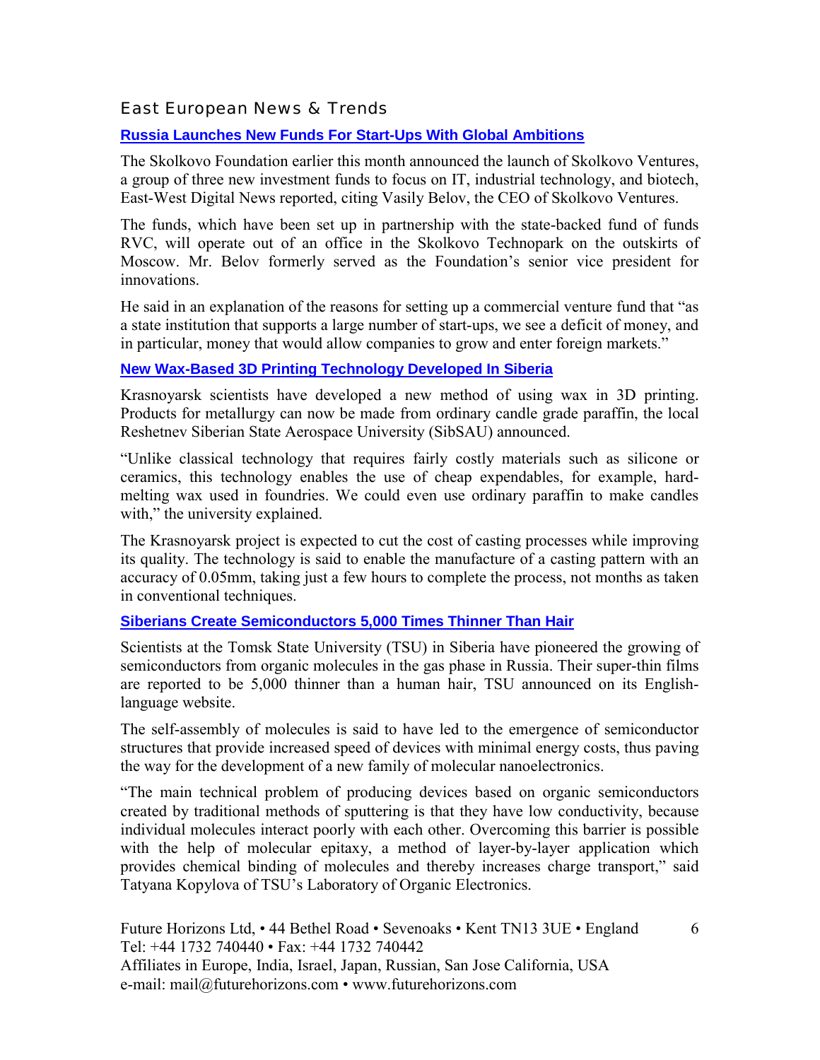## East European News & Trends

### Russia Launches New Funds For Start-Ups With Global Ambitions

The Skolkovo Foundation earlier this month announced the launch of Skolkovo Ventures, a group of three new investment funds to focus on IT, industrial technology, and biotech, East-West Digital News reported, citing Vasily Belov, the CEO of Skolkovo Ventures.

The funds, which have been set up in partnership with the state-backed fund of funds RVC, will operate out of an office in the Skolkovo Technopark on the outskirts of Moscow. Mr. Belov formerly served as the Foundation's senior vice president for innovations.

He said in an explanation of the reasons for setting up a commercial venture fund that "as a state institution that supports a large number of start-ups, we see a deficit of money, and in particular, money that would allow companies to grow and enter foreign markets."

### New Wax-Based 3D Printing Technology Developed In Siberia

Krasnoyarsk scientists have developed a new method of using wax in 3D printing. Products for metallurgy can now be made from ordinary candle grade paraffin, the local Reshetnev Siberian State Aerospace University (SibSAU) announced.

"Unlike classical technology that requires fairly costly materials such as silicone or ceramics, this technology enables the use of cheap expendables, for example, hard-melting wax used in foundries. We could even use ordinary paraffin to make candles with," the university explained.

The Krasnoyarsk project is expected to cut the cost of casting processes while improving its quality. The technology is said to enable the manufacture of a casting pattern with an accuracy of 0.05mm, taking just a few hours to complete the process, not months as taken in conventional techniques.

### Siberians Create Semiconductors 5,000 Times Thinner Than Hair

Scientists at the Tomsk State University (TSU) in Siberia have pioneered the growing of semiconductors from organic molecules in the gas phase in Russia. Their super-thin films are reported to be 5,000 thinner than a human hair, TSU announced on its English-language website.

The self-assembly of molecules is said to have led to the emergence of semiconductor structures that provide increased speed of devices with minimal energy costs, thus paving the way for the development of a new family of molecular nanoelectronics.

"The main technical problem of producing devices based on organic semiconductors created by traditional methods of sputtering is that they have low conductivity, because individual molecules interact poorly with each other. Overcoming this barrier is possible with the help of molecular epitaxy, a method of layer-by-layer application which provides chemical binding of molecules and thereby increases charge transport," said Tatyana Kopylova of TSU's Laboratory of Organic Electronics.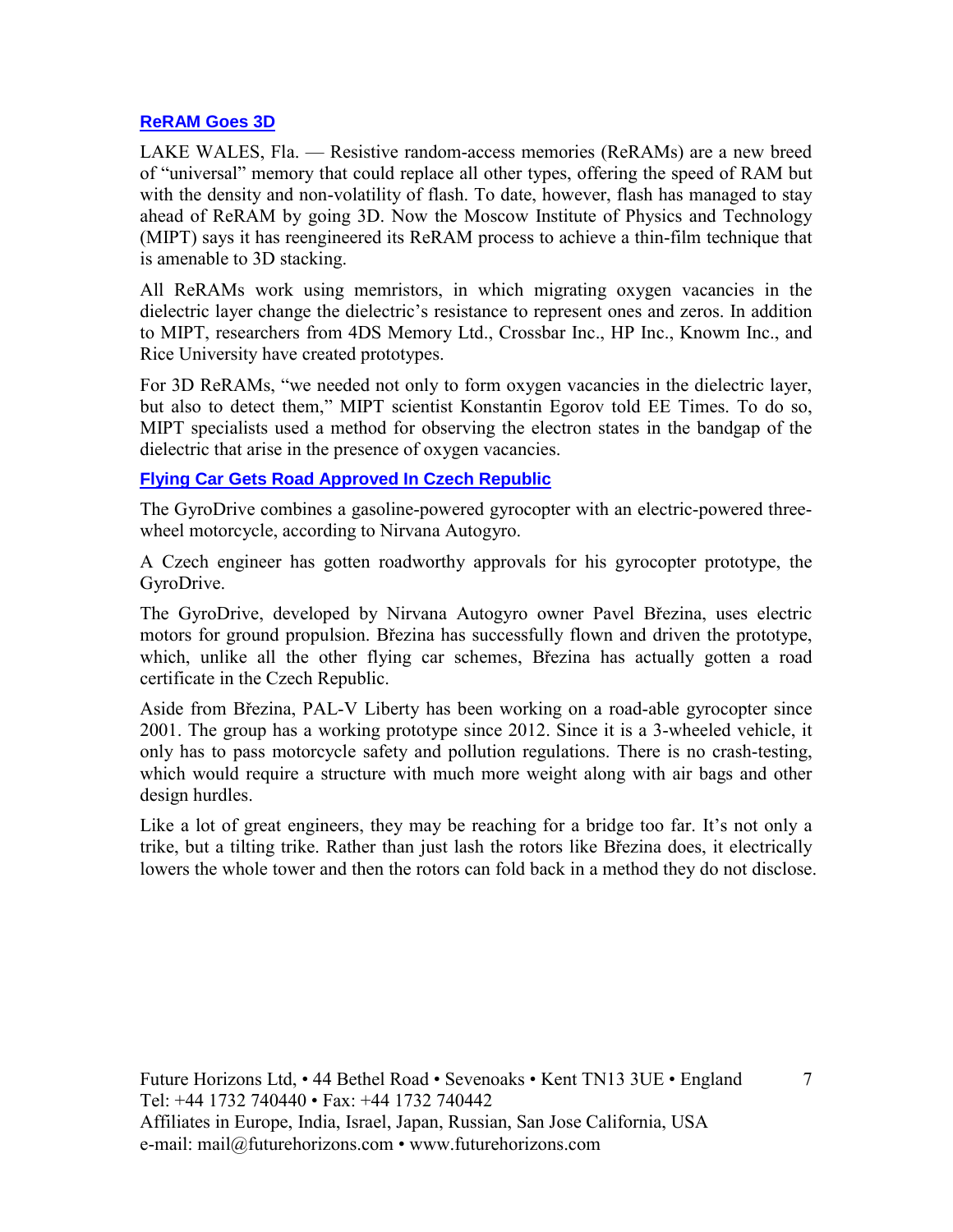### ReRAM Goes 3D

LAKE WALES, Fla. — Resistive random-access memories (ReRAMs) are a new breed of "universal" memory that could replace all other types, offering the speed of RAM but with the density and non-volatility of flash. To date, however, flash has managed to stay ahead of ReRAM by going 3D. Now the Moscow Institute of Physics and Technology (MIPT) says it has reengineered its ReRAM process to achieve a thin-film technique that is amenable to 3D stacking.

All ReRAMs work using memristors, in which migrating oxygen vacancies in the dielectric layer change the dielectric's resistance to represent ones and zeros. In addition to MIPT, researchers from 4DS Memory Ltd., Crossbar Inc., HP Inc., Knowm Inc., and Rice University have created prototypes.

For 3D ReRAMs, "we needed not only to form oxygen vacancies in the dielectric layer, but also to detect them," MIPT scientist Konstantin Egorov told EE Times. To do so, MIPT specialists used a method for observing the electron states in the bandgap of the dielectric that arise in the presence of oxygen vacancies.

### Flying Car Gets Road Approved In Czech Republic

The GyroDrive combines a gasoline-powered gyrocopter with an electric-powered three-wheel motorcycle, according to Nirvana Autogyro.

A Czech engineer has gotten roadworthy approvals for his gyrocopter prototype, the GyroDrive.

The GyroDrive, developed by Nirvana Autogyro owner Pavel Březina, uses electric motors for ground propulsion. Březina has successfully flown and driven the prototype, which, unlike all the other flying car schemes, Březina has actually gotten a road certificate in the Czech Republic.

Aside from Březina, PAL-V Liberty has been working on a road-able gyrocopter since 2001. The group has a working prototype since 2012. Since it is a 3-wheeled vehicle, it only has to pass motorcycle safety and pollution regulations. There is no crash-testing, which would require a structure with much more weight along with air bags and other design hurdles.

Like a lot of great engineers, they may be reaching for a bridge too far. It's not only a trike, but a tilting trike. Rather than just lash the rotors like Březina does, it electrically lowers the whole tower and then the rotors can fold back in a method they do not disclose.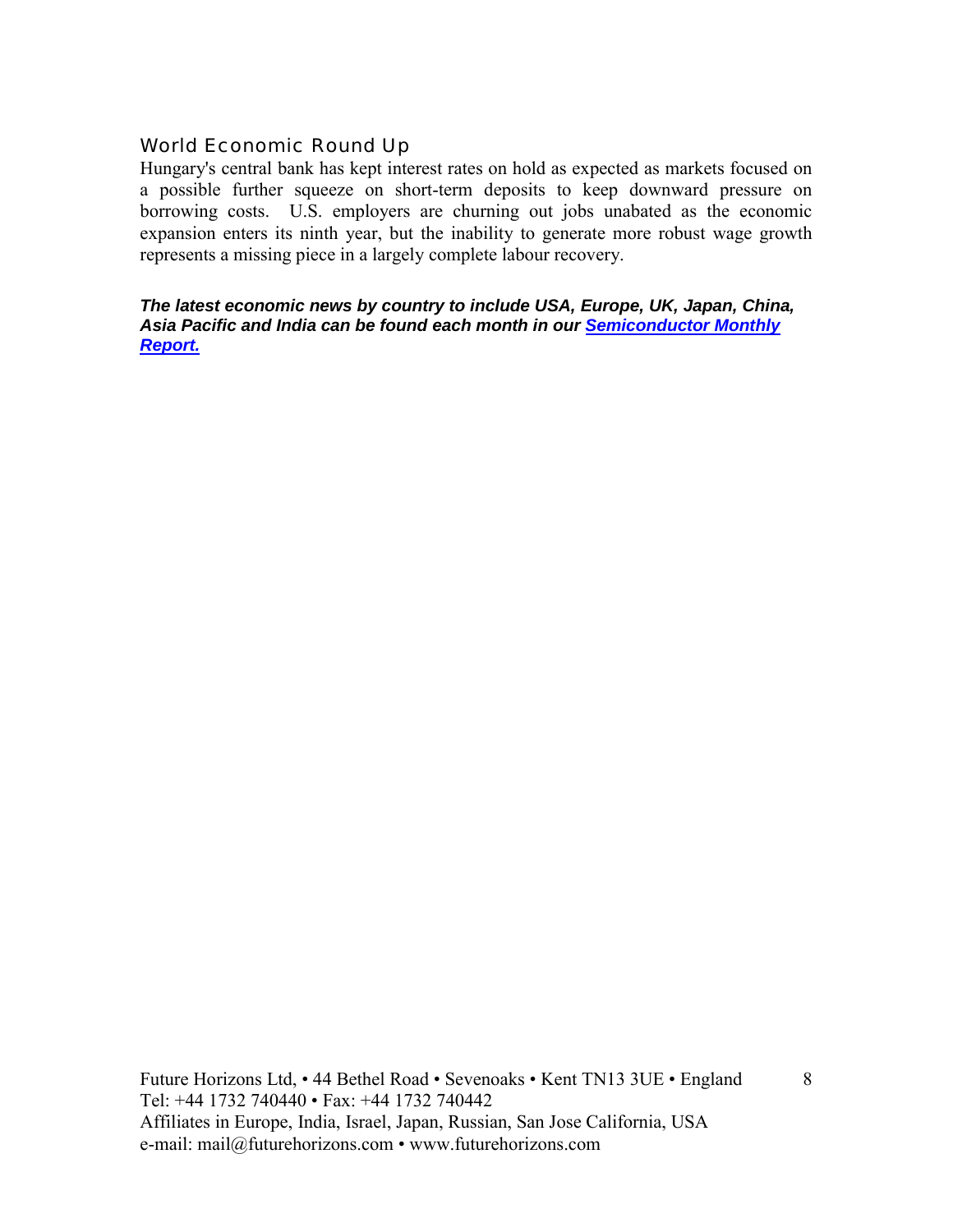## World Economic Round Up

Hungary's central bank has kept interest rates on hold as expected as markets focused on a possible further squeeze on short-term deposits to keep downward pressure on borrowing costs. U.S. employers are churning out jobs unabated as the economic expansion enters its ninth year, but the inability to generate more robust wage growth represents a missing piece in a largely complete labour recovery.

***The latest economic news by country to include USA, Europe, UK, Japan, China, Asia Pacific and India can be found each month in our Semiconductor Monthly Report.***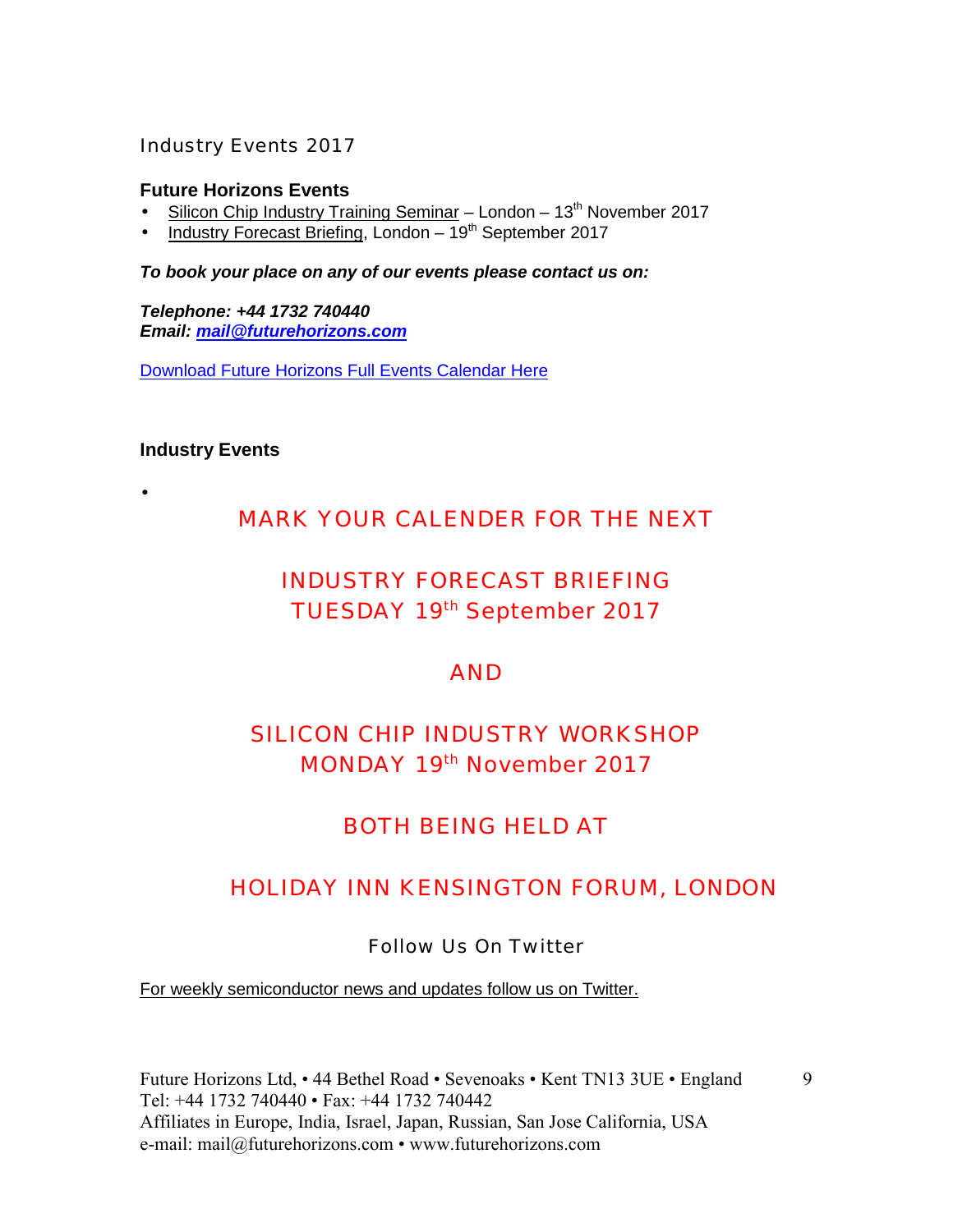## Industry Events 2017

### Future Horizons Events

- Silicon Chip Industry Training Seminar – London – 13th November 2017
- Industry Forecast Briefing, London – 19th September 2017

***To book your place on any of our events please contact us on:***

***Telephone: +44 1732 740440***
***Email: mail@futurehorizons.com***

Download Future Horizons Full Events Calendar Here

### Industry Events

-

MARK YOUR CALENDER FOR THE NEXT

INDUSTRY FORECAST BRIEFING
TUESDAY 19th September 2017

AND

SILICON CHIP INDUSTRY WORKSHOP
MONDAY 19th November 2017

BOTH BEING HELD AT

HOLIDAY INN KENSINGTON FORUM, LONDON

## Follow Us On Twitter

For weekly semiconductor news and updates follow us on Twitter.

Future Horizons Ltd, • 44 Bethel Road • Sevenoaks • Kent TN13 3UE • England
Tel: +44 1732 740440 • Fax: +44 1732 740442
Affiliates in Europe, India, Israel, Japan, Russian, San Jose California, USA
e-mail: mail@futurehorizons.com • www.futurehorizons.com